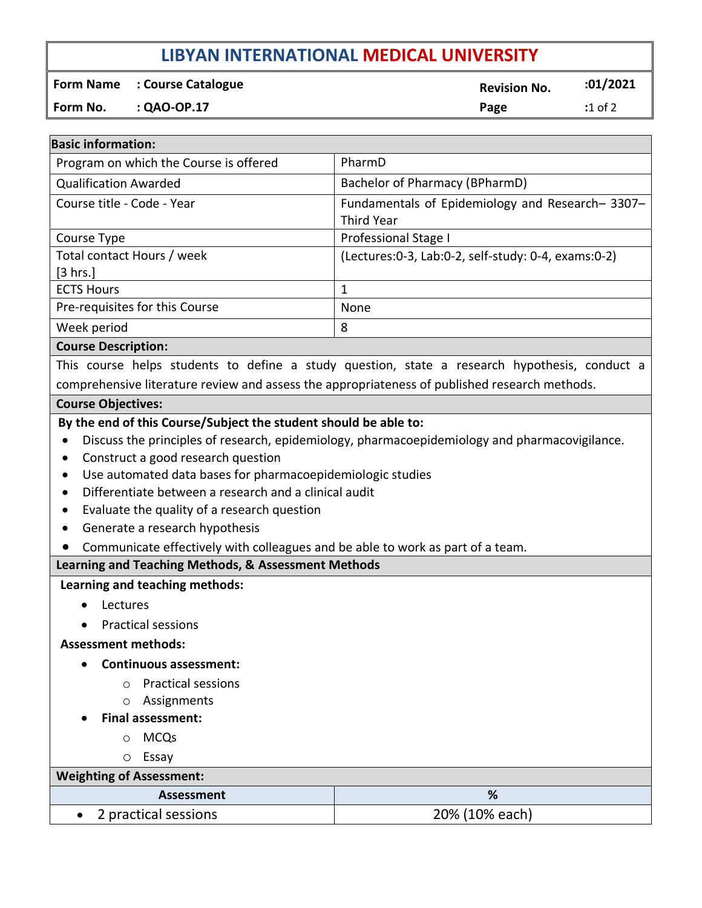# LIBYAN INTERNATIONAL MEDICAL UNIVERSITY

| | | | |
|---|---|---|---|
| **Form Name** | **: Course Catalogue** | **Revision No.** | **:01/2021** |
| **Form No.** | **: QAO-OP.17** | | |

| **Basic information:** | |
|---|---|
| Program on which the Course is offered | PharmD |
| Qualification Awarded | Bachelor of Pharmacy (BPharmD) |
| Course title - Code - Year | Fundamentals of Epidemiology and Research– 3307– Third Year |
| Course Type | Professional Stage I |
| Total contact Hours / week [3 hrs.] | (Lectures:0-3, Lab:0-2, self-study: 0-4, exams:0-2) |
| ECTS Hours | 1 |
| Pre-requisites for this Course | None |
| Week period | 8 |

**Course Description:**

This course helps students to define a study question, state a research hypothesis, conduct a comprehensive literature review and assess the appropriateness of published research methods.

**Course Objectives:**

**By the end of this Course/Subject the student should be able to:**

- Discuss the principles of research, epidemiology, pharmacoepidemiology and pharmacovigilance.
- Construct a good research question
- Use automated data bases for pharmacoepidemiologic studies
- Differentiate between a research and a clinical audit
- Evaluate the quality of a research question
- Generate a research hypothesis
- Communicate effectively with colleagues and be able to work as part of a team.

**Learning and Teaching Methods, & Assessment Methods**

**Learning and teaching methods:**

- Lectures
- Practical sessions

**Assessment methods:**

- **Continuous assessment:**
  - Practical sessions
  - Assignments
- **Final assessment:**
  - MCQs
  - Essay

**Weighting of Assessment:**

| Assessment | % |
|---|---|
| • 2 practical sessions | 20% (10% each) |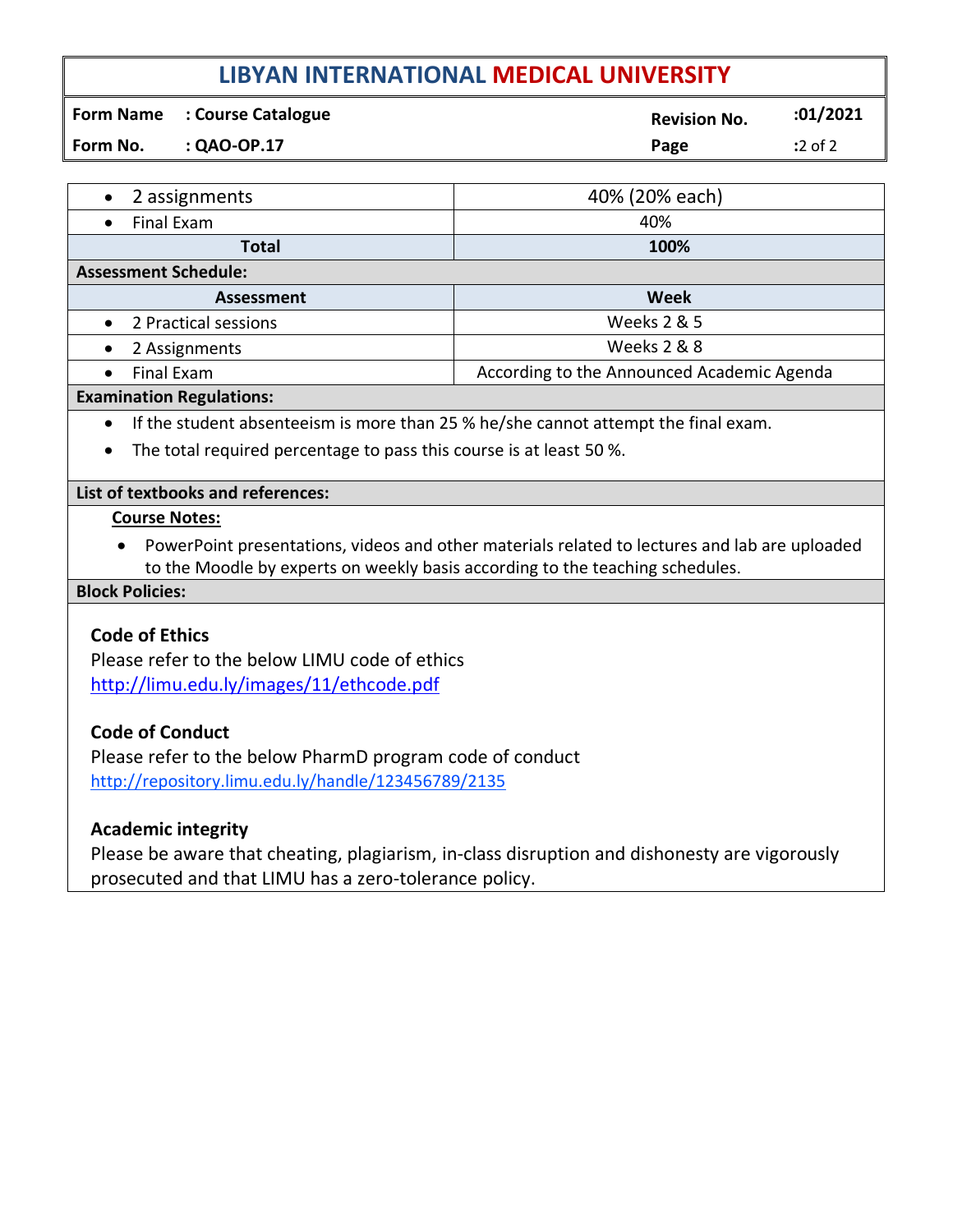| | |
|---|---|
| • 2 assignments | 40% (20% each) |
| • Final Exam | 40% |
| **Total** | **100%** |

**Assessment Schedule:**

| Assessment | Week |
|---|---|
| • 2 Practical sessions | Weeks 2 & 5 |
| • 2 Assignments | Weeks 2 & 8 |
| • Final Exam | According to the Announced Academic Agenda |

**Examination Regulations:**

- If the student absenteeism is more than 25 % he/she cannot attempt the final exam.
- The total required percentage to pass this course is at least 50 %.

**List of textbooks and references:**

**Course Notes:**

- PowerPoint presentations, videos and other materials related to lectures and lab are uploaded to the Moodle by experts on weekly basis according to the teaching schedules.

**Block Policies:**

**Code of Ethics**

Please refer to the below LIMU code of ethics
http://limu.edu.ly/images/11/ethcode.pdf

**Code of Conduct**

Please refer to the below PharmD program code of conduct
http://repository.limu.edu.ly/handle/123456789/2135

**Academic integrity**

Please be aware that cheating, plagiarism, in-class disruption and dishonesty are vigorously prosecuted and that LIMU has a zero-tolerance policy.